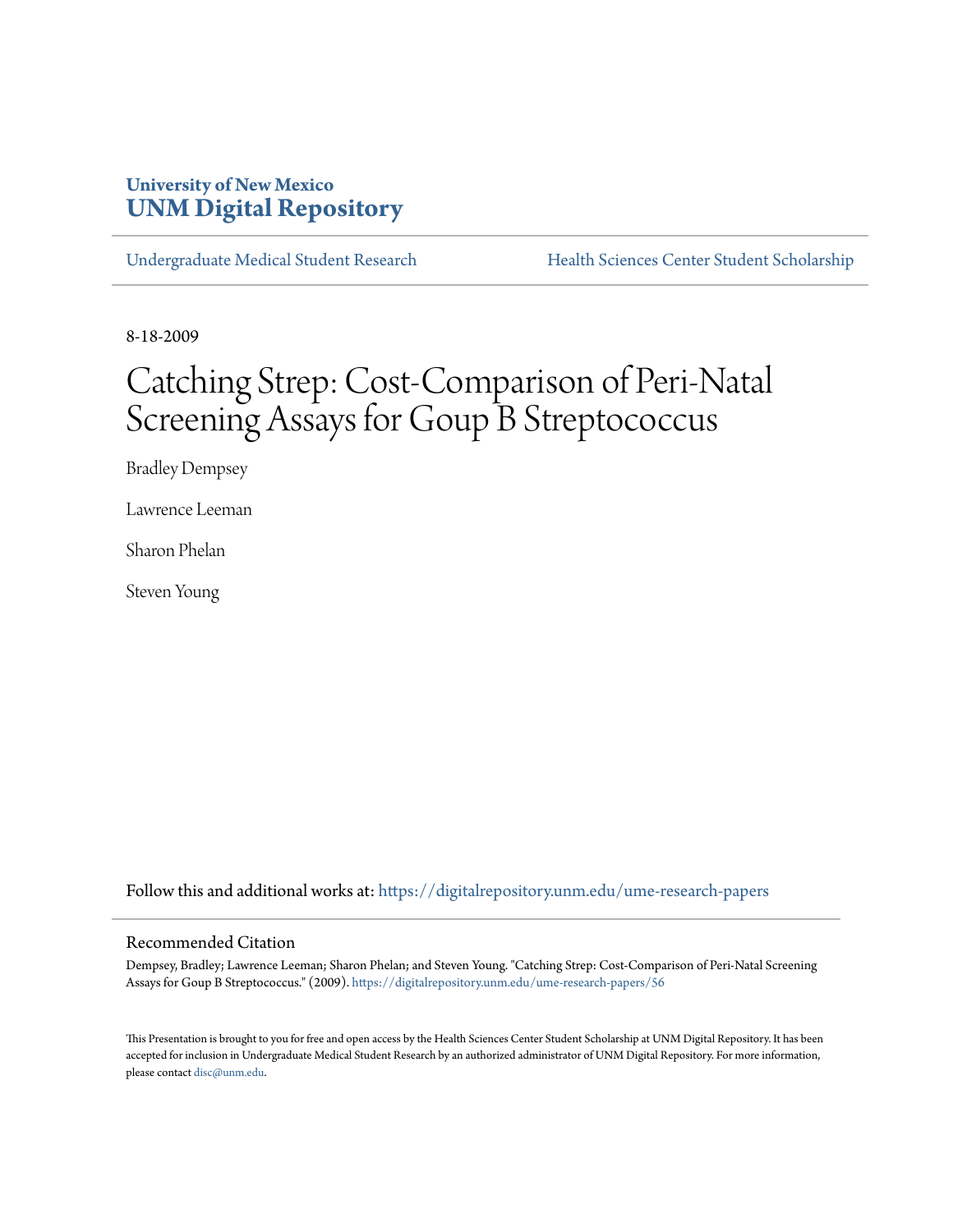University of New Mexico
**UNM Digital Repository**

Undergraduate Medical Student Research | Health Sciences Center Student Scholarship

8-18-2009

# Catching Strep: Cost-Comparison of Peri-Natal Screening Assays for Goup B Streptococcus

Bradley Dempsey

Lawrence Leeman

Sharon Phelan

Steven Young

Follow this and additional works at: https://digitalrepository.unm.edu/ume-research-papers

## Recommended Citation

Dempsey, Bradley; Lawrence Leeman; Sharon Phelan; and Steven Young. "Catching Strep: Cost-Comparison of Peri-Natal Screening Assays for Goup B Streptococcus." (2009). https://digitalrepository.unm.edu/ume-research-papers/56

This Presentation is brought to you for free and open access by the Health Sciences Center Student Scholarship at UNM Digital Repository. It has been accepted for inclusion in Undergraduate Medical Student Research by an authorized administrator of UNM Digital Repository. For more information, please contact disc@unm.edu.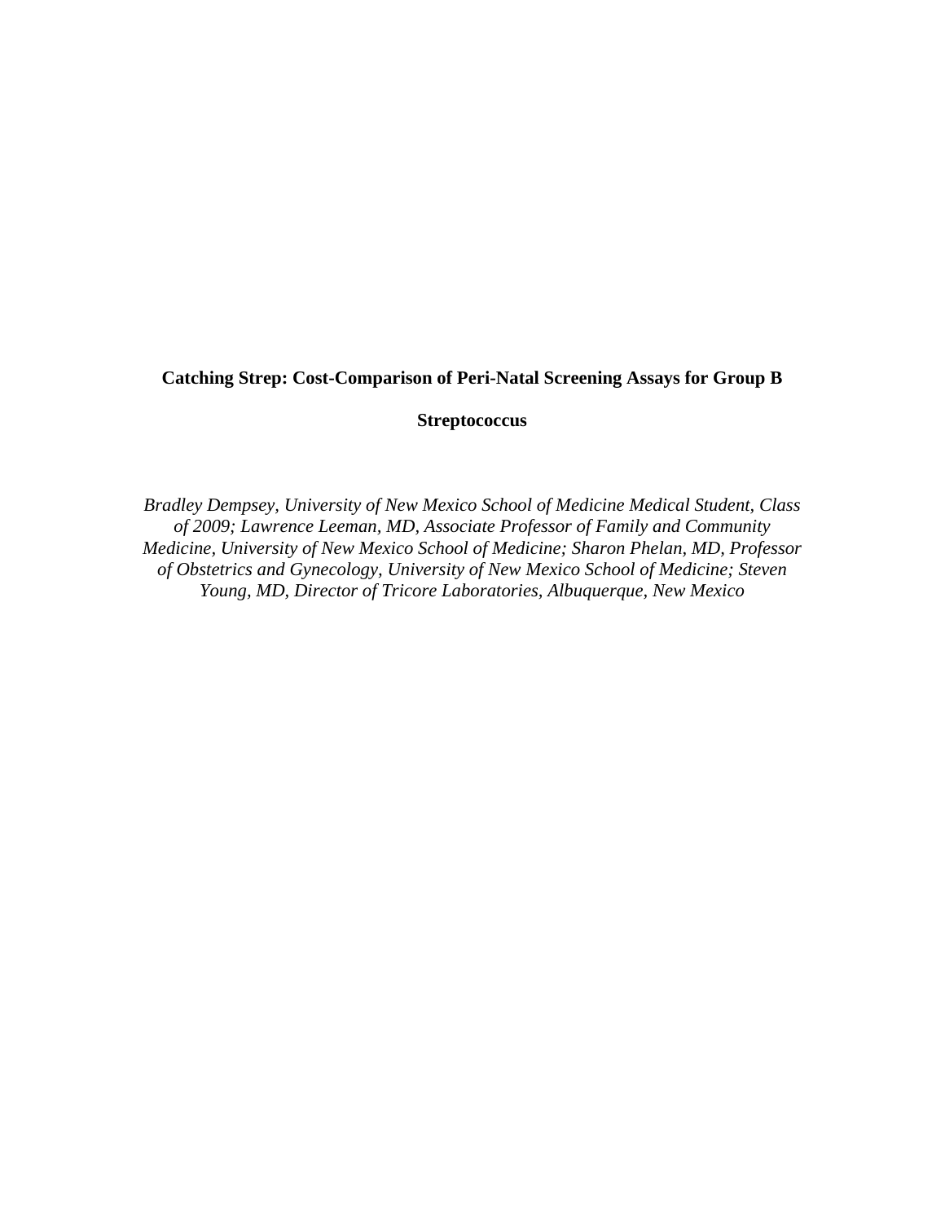# Catching Strep: Cost-Comparison of Peri-Natal Screening Assays for Group B Streptococcus

*Bradley Dempsey, University of New Mexico School of Medicine Medical Student, Class of 2009; Lawrence Leeman, MD, Associate Professor of Family and Community Medicine, University of New Mexico School of Medicine; Sharon Phelan, MD, Professor of Obstetrics and Gynecology, University of New Mexico School of Medicine; Steven Young, MD, Director of Tricore Laboratories, Albuquerque, New Mexico*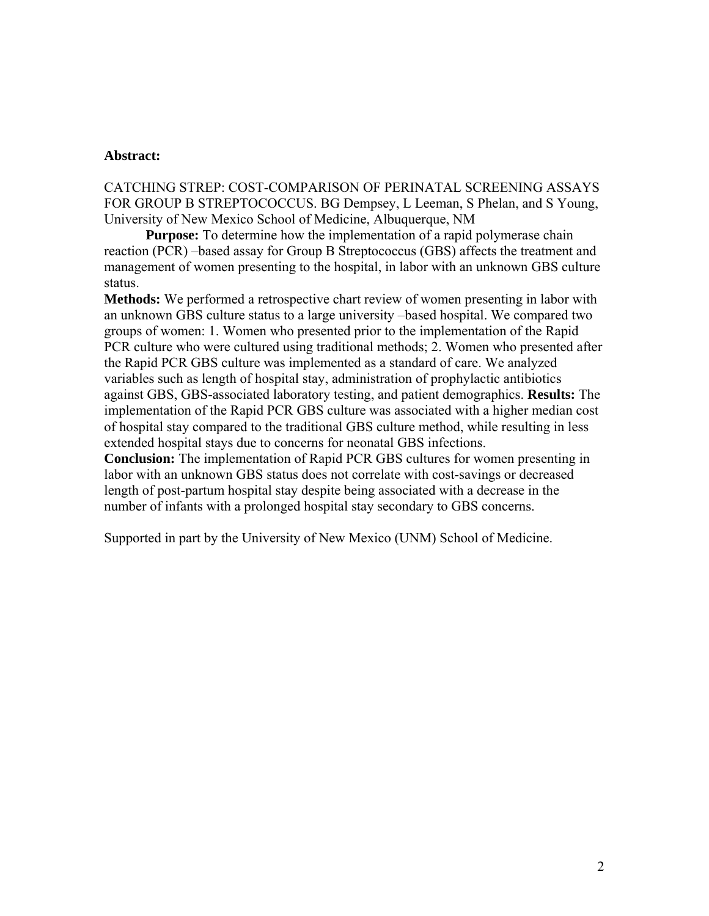**Abstract:**

CATCHING STREP: COST-COMPARISON OF PERINATAL SCREENING ASSAYS FOR GROUP B STREPTOCOCCUS. BG Dempsey, L Leeman, S Phelan, and S Young, University of New Mexico School of Medicine, Albuquerque, NM

**Purpose:** To determine how the implementation of a rapid polymerase chain reaction (PCR) –based assay for Group B Streptococcus (GBS) affects the treatment and management of women presenting to the hospital, in labor with an unknown GBS culture status.

**Methods:** We performed a retrospective chart review of women presenting in labor with an unknown GBS culture status to a large university –based hospital. We compared two groups of women: 1. Women who presented prior to the implementation of the Rapid PCR culture who were cultured using traditional methods; 2. Women who presented after the Rapid PCR GBS culture was implemented as a standard of care. We analyzed variables such as length of hospital stay, administration of prophylactic antibiotics against GBS, GBS-associated laboratory testing, and patient demographics. **Results:** The implementation of the Rapid PCR GBS culture was associated with a higher median cost of hospital stay compared to the traditional GBS culture method, while resulting in less extended hospital stays due to concerns for neonatal GBS infections.

**Conclusion:** The implementation of Rapid PCR GBS cultures for women presenting in labor with an unknown GBS status does not correlate with cost-savings or decreased length of post-partum hospital stay despite being associated with a decrease in the number of infants with a prolonged hospital stay secondary to GBS concerns.

Supported in part by the University of New Mexico (UNM) School of Medicine.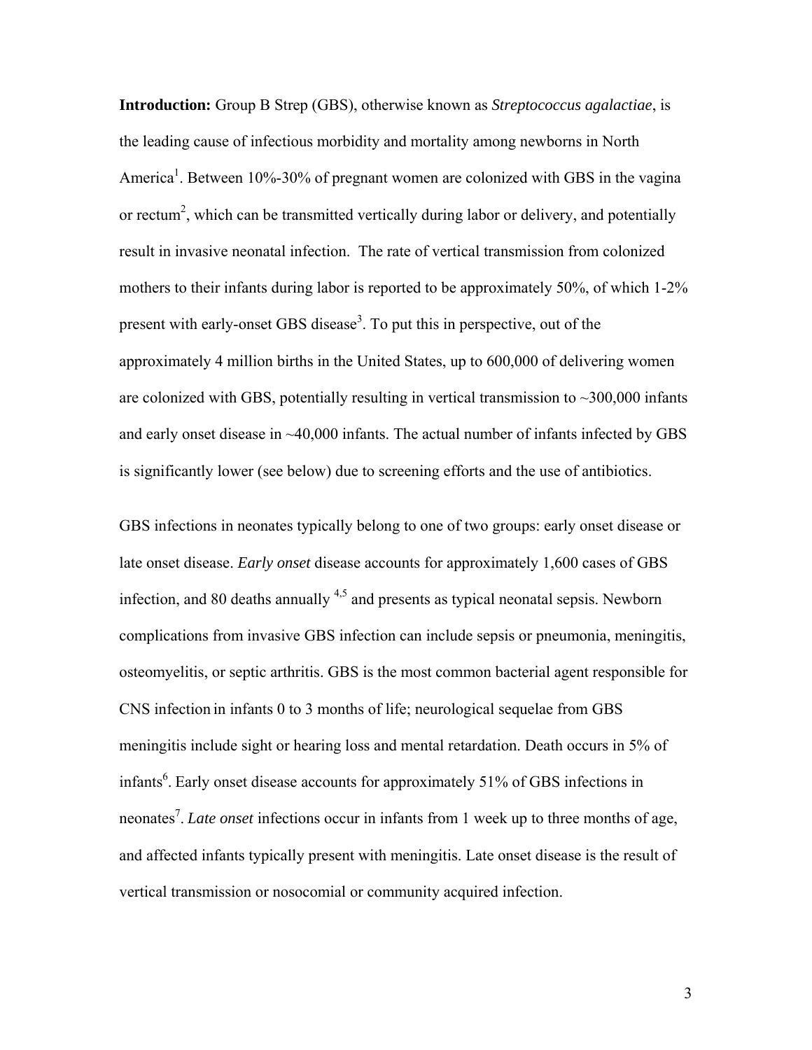**Introduction:** Group B Strep (GBS), otherwise known as *Streptococcus agalactiae*, is the leading cause of infectious morbidity and mortality among newborns in North America[1]. Between 10%-30% of pregnant women are colonized with GBS in the vagina or rectum[2], which can be transmitted vertically during labor or delivery, and potentially result in invasive neonatal infection. The rate of vertical transmission from colonized mothers to their infants during labor is reported to be approximately 50%, of which 1-2% present with early-onset GBS disease[3]. To put this in perspective, out of the approximately 4 million births in the United States, up to 600,000 of delivering women are colonized with GBS, potentially resulting in vertical transmission to ~300,000 infants and early onset disease in ~40,000 infants. The actual number of infants infected by GBS is significantly lower (see below) due to screening efforts and the use of antibiotics.

GBS infections in neonates typically belong to one of two groups: early onset disease or late onset disease. *Early onset* disease accounts for approximately 1,600 cases of GBS infection, and 80 deaths annually [4,5] and presents as typical neonatal sepsis. Newborn complications from invasive GBS infection can include sepsis or pneumonia, meningitis, osteomyelitis, or septic arthritis. GBS is the most common bacterial agent responsible for CNS infection in infants 0 to 3 months of life; neurological sequelae from GBS meningitis include sight or hearing loss and mental retardation. Death occurs in 5% of infants[6]. Early onset disease accounts for approximately 51% of GBS infections in neonates[7]. *Late onset* infections occur in infants from 1 week up to three months of age, and affected infants typically present with meningitis. Late onset disease is the result of vertical transmission or nosocomial or community acquired infection.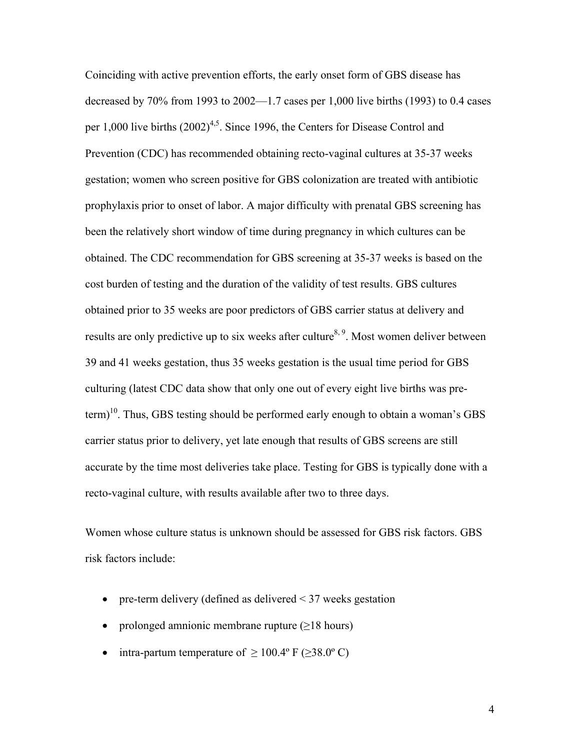Coinciding with active prevention efforts, the early onset form of GBS disease has decreased by 70% from 1993 to 2002—1.7 cases per 1,000 live births (1993) to 0.4 cases per 1,000 live births (2002)[4,5]. Since 1996, the Centers for Disease Control and Prevention (CDC) has recommended obtaining recto-vaginal cultures at 35-37 weeks gestation; women who screen positive for GBS colonization are treated with antibiotic prophylaxis prior to onset of labor. A major difficulty with prenatal GBS screening has been the relatively short window of time during pregnancy in which cultures can be obtained. The CDC recommendation for GBS screening at 35-37 weeks is based on the cost burden of testing and the duration of the validity of test results. GBS cultures obtained prior to 35 weeks are poor predictors of GBS carrier status at delivery and results are only predictive up to six weeks after culture[8, 9]. Most women deliver between 39 and 41 weeks gestation, thus 35 weeks gestation is the usual time period for GBS culturing (latest CDC data show that only one out of every eight live births was pre-term)[10]. Thus, GBS testing should be performed early enough to obtain a woman's GBS carrier status prior to delivery, yet late enough that results of GBS screens are still accurate by the time most deliveries take place. Testing for GBS is typically done with a recto-vaginal culture, with results available after two to three days.

Women whose culture status is unknown should be assessed for GBS risk factors. GBS risk factors include:

- pre-term delivery (defined as delivered < 37 weeks gestation
- prolonged amnionic membrane rupture (≥18 hours)
- intra-partum temperature of ≥ 100.4º F (≥38.0º C)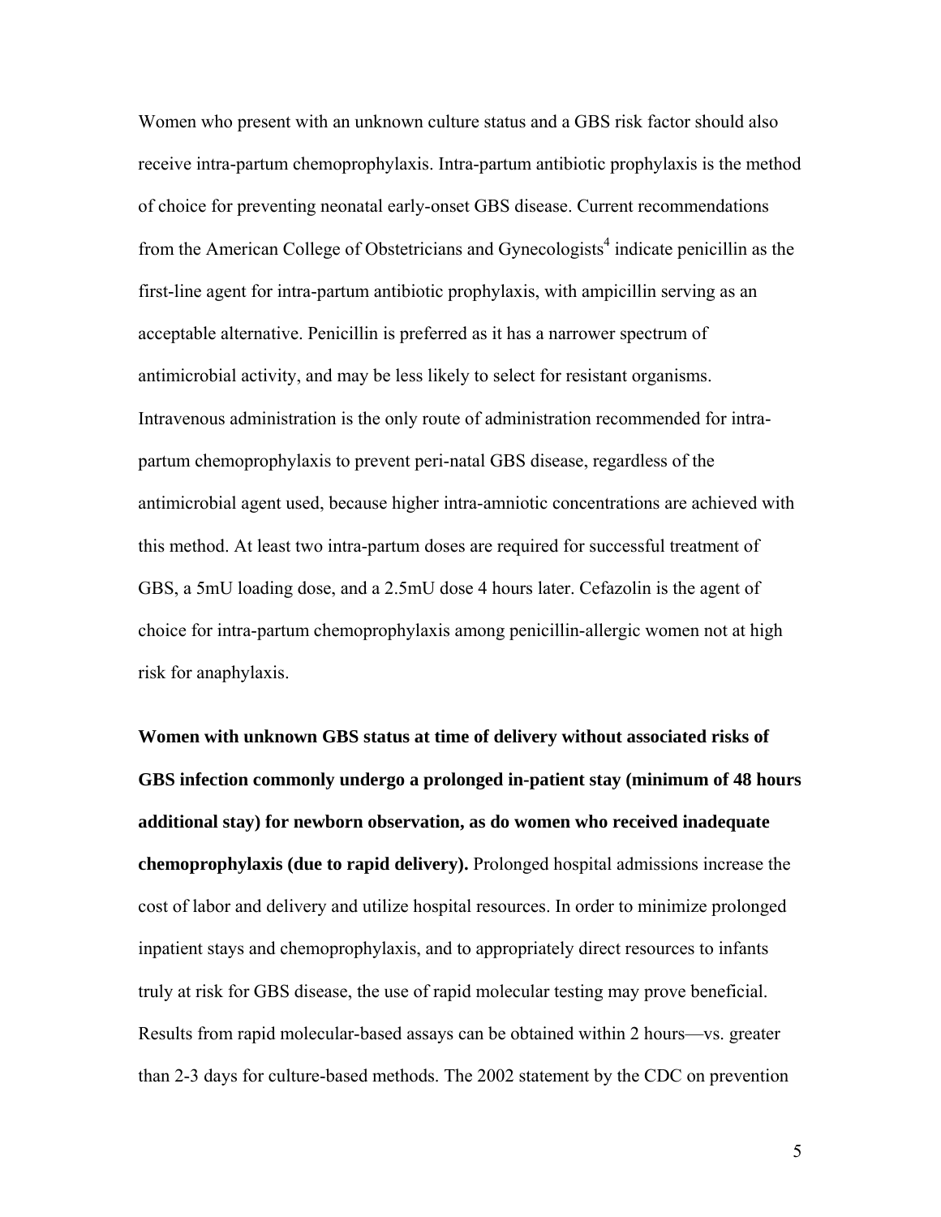Women who present with an unknown culture status and a GBS risk factor should also receive intra-partum chemoprophylaxis. Intra-partum antibiotic prophylaxis is the method of choice for preventing neonatal early-onset GBS disease. Current recommendations from the American College of Obstetricians and Gynecologists[4] indicate penicillin as the first-line agent for intra-partum antibiotic prophylaxis, with ampicillin serving as an acceptable alternative. Penicillin is preferred as it has a narrower spectrum of antimicrobial activity, and may be less likely to select for resistant organisms. Intravenous administration is the only route of administration recommended for intra-partum chemoprophylaxis to prevent peri-natal GBS disease, regardless of the antimicrobial agent used, because higher intra-amniotic concentrations are achieved with this method. At least two intra-partum doses are required for successful treatment of GBS, a 5mU loading dose, and a 2.5mU dose 4 hours later. Cefazolin is the agent of choice for intra-partum chemoprophylaxis among penicillin-allergic women not at high risk for anaphylaxis.

**Women with unknown GBS status at time of delivery without associated risks of GBS infection commonly undergo a prolonged in-patient stay (minimum of 48 hours additional stay) for newborn observation, as do women who received inadequate chemoprophylaxis (due to rapid delivery).** Prolonged hospital admissions increase the cost of labor and delivery and utilize hospital resources. In order to minimize prolonged inpatient stays and chemoprophylaxis, and to appropriately direct resources to infants truly at risk for GBS disease, the use of rapid molecular testing may prove beneficial. Results from rapid molecular-based assays can be obtained within 2 hours—vs. greater than 2-3 days for culture-based methods. The 2002 statement by the CDC on prevention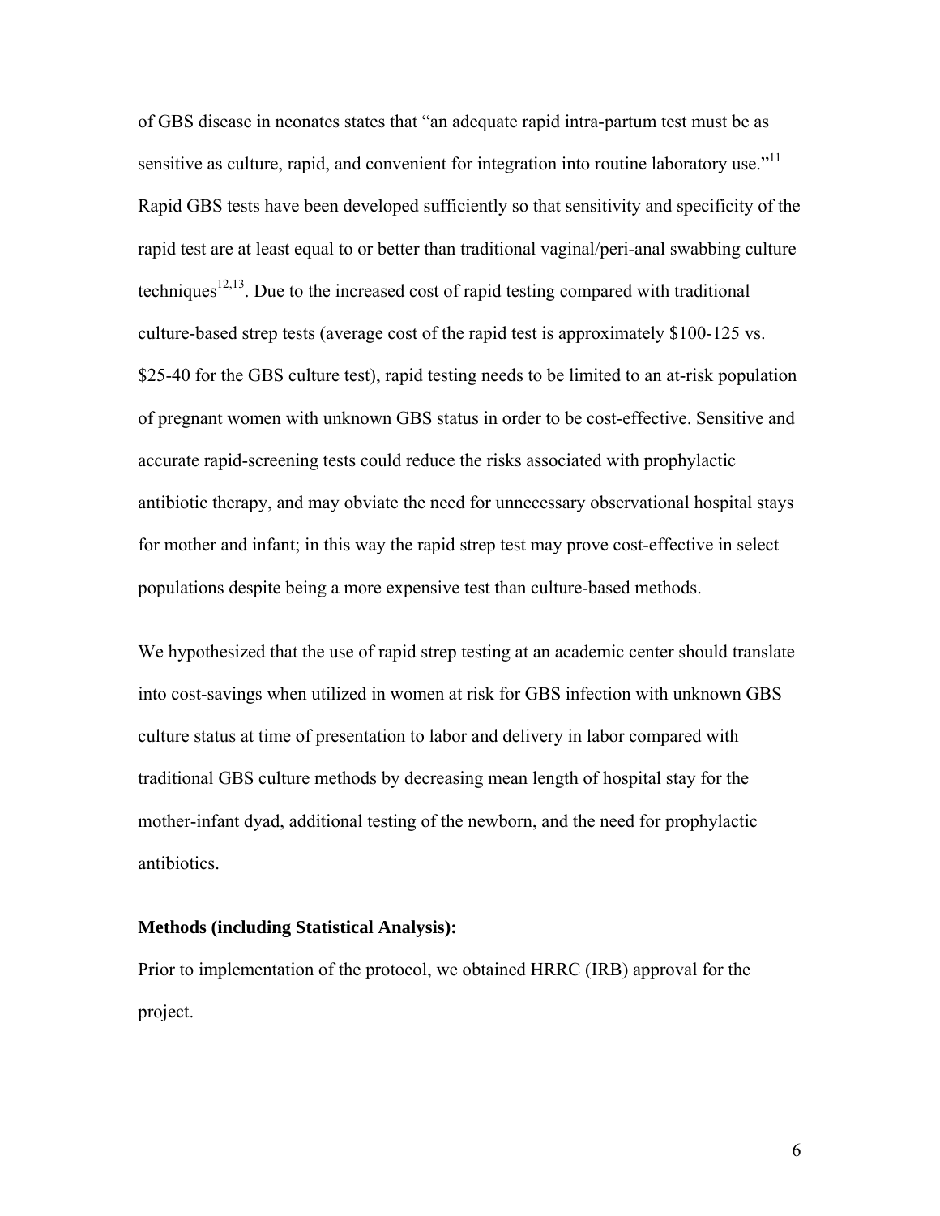of GBS disease in neonates states that "an adequate rapid intra-partum test must be as sensitive as culture, rapid, and convenient for integration into routine laboratory use."[11] Rapid GBS tests have been developed sufficiently so that sensitivity and specificity of the rapid test are at least equal to or better than traditional vaginal/peri-anal swabbing culture techniques[12,13]. Due to the increased cost of rapid testing compared with traditional culture-based strep tests (average cost of the rapid test is approximately $100-125 vs. $25-40 for the GBS culture test), rapid testing needs to be limited to an at-risk population of pregnant women with unknown GBS status in order to be cost-effective. Sensitive and accurate rapid-screening tests could reduce the risks associated with prophylactic antibiotic therapy, and may obviate the need for unnecessary observational hospital stays for mother and infant; in this way the rapid strep test may prove cost-effective in select populations despite being a more expensive test than culture-based methods.

We hypothesized that the use of rapid strep testing at an academic center should translate into cost-savings when utilized in women at risk for GBS infection with unknown GBS culture status at time of presentation to labor and delivery in labor compared with traditional GBS culture methods by decreasing mean length of hospital stay for the mother-infant dyad, additional testing of the newborn, and the need for prophylactic antibiotics.

**Methods (including Statistical Analysis):**

Prior to implementation of the protocol, we obtained HRRC (IRB) approval for the project.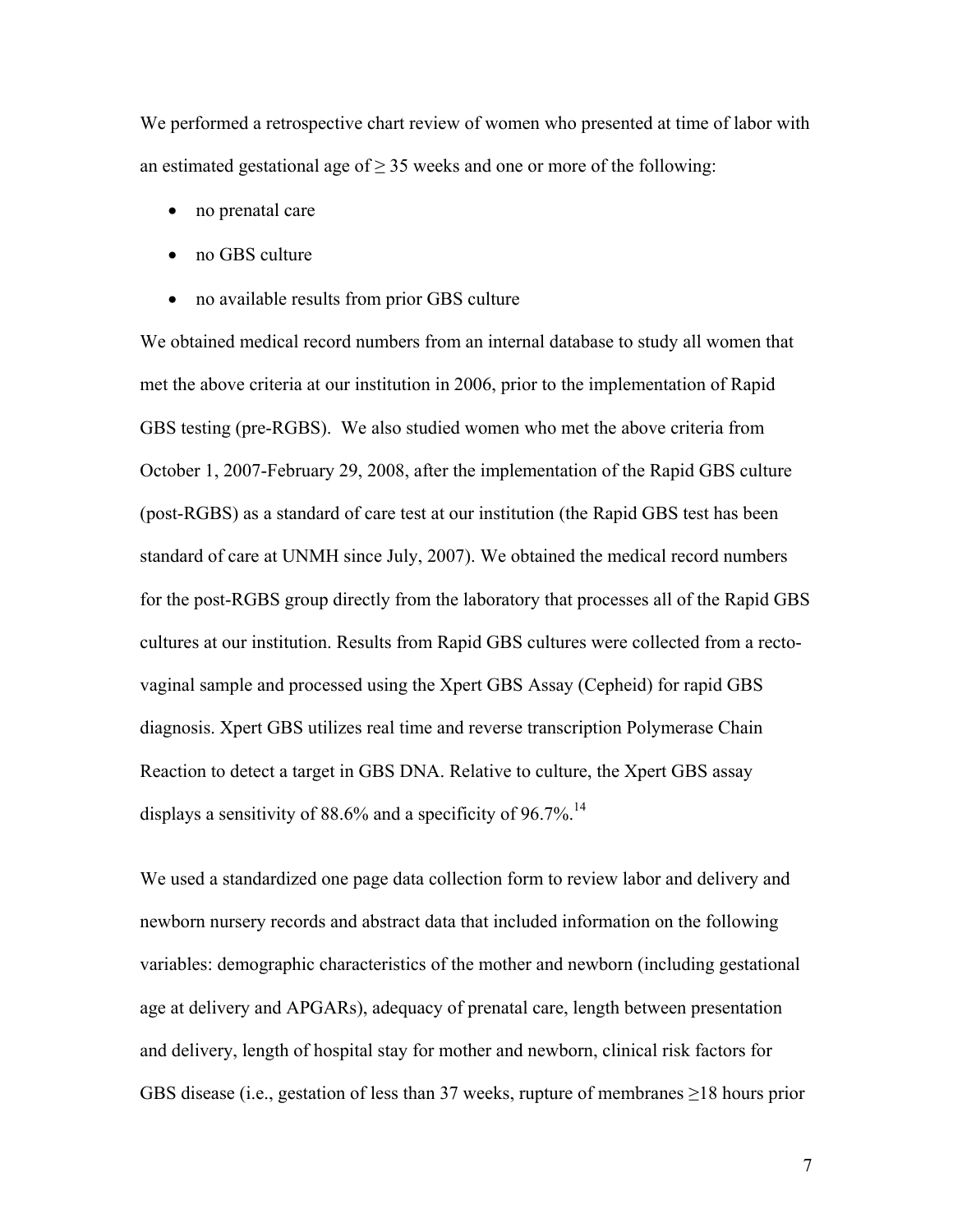We performed a retrospective chart review of women who presented at time of labor with an estimated gestational age of ≥ 35 weeks and one or more of the following:

- no prenatal care
- no GBS culture
- no available results from prior GBS culture

We obtained medical record numbers from an internal database to study all women that met the above criteria at our institution in 2006, prior to the implementation of Rapid GBS testing (pre-RGBS). We also studied women who met the above criteria from October 1, 2007-February 29, 2008, after the implementation of the Rapid GBS culture (post-RGBS) as a standard of care test at our institution (the Rapid GBS test has been standard of care at UNMH since July, 2007). We obtained the medical record numbers for the post-RGBS group directly from the laboratory that processes all of the Rapid GBS cultures at our institution. Results from Rapid GBS cultures were collected from a recto-vaginal sample and processed using the Xpert GBS Assay (Cepheid) for rapid GBS diagnosis. Xpert GBS utilizes real time and reverse transcription Polymerase Chain Reaction to detect a target in GBS DNA. Relative to culture, the Xpert GBS assay displays a sensitivity of 88.6% and a specificity of 96.7%.[14]

We used a standardized one page data collection form to review labor and delivery and newborn nursery records and abstract data that included information on the following variables: demographic characteristics of the mother and newborn (including gestational age at delivery and APGARs), adequacy of prenatal care, length between presentation and delivery, length of hospital stay for mother and newborn, clinical risk factors for GBS disease (i.e., gestation of less than 37 weeks, rupture of membranes ≥18 hours prior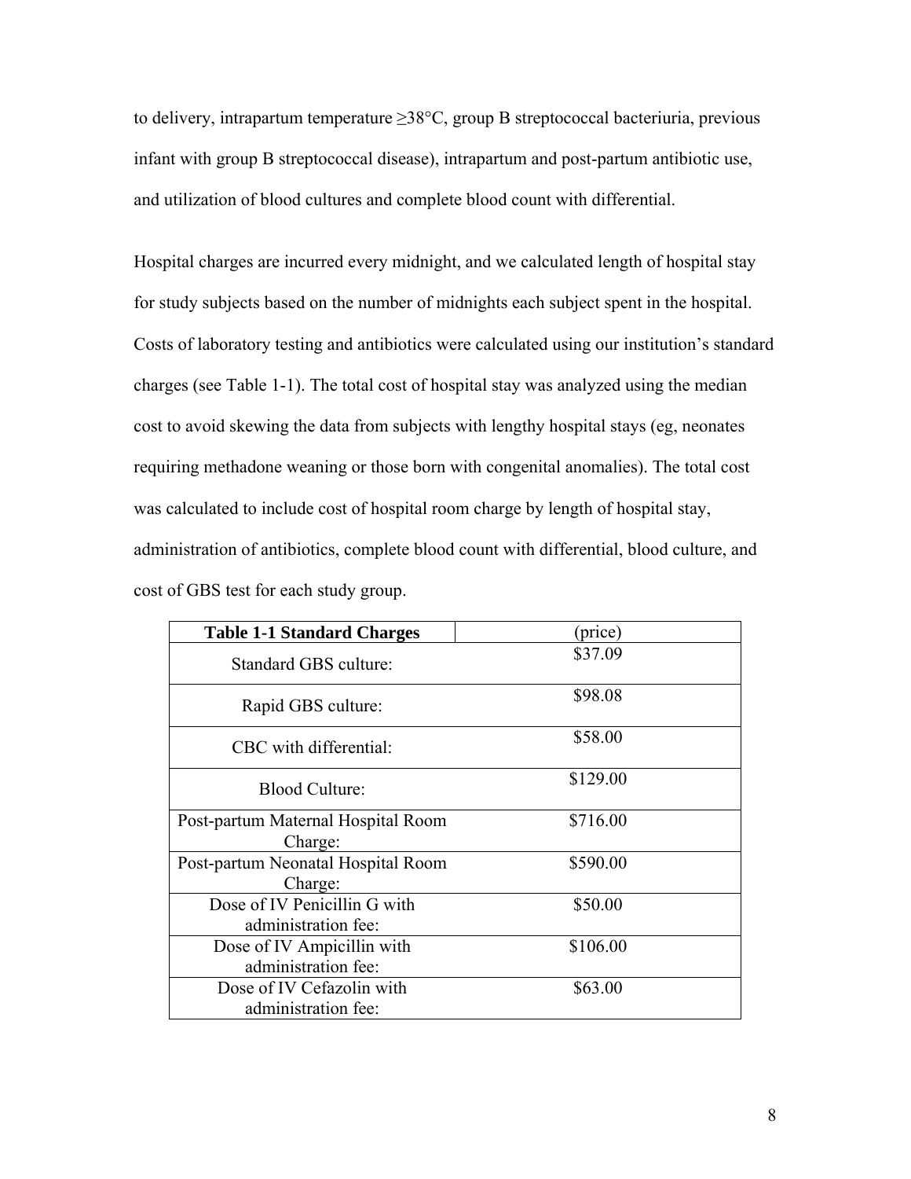to delivery, intrapartum temperature ≥38°C, group B streptococcal bacteriuria, previous infant with group B streptococcal disease), intrapartum and post-partum antibiotic use, and utilization of blood cultures and complete blood count with differential.

Hospital charges are incurred every midnight, and we calculated length of hospital stay for study subjects based on the number of midnights each subject spent in the hospital. Costs of laboratory testing and antibiotics were calculated using our institution's standard charges (see Table 1-1). The total cost of hospital stay was analyzed using the median cost to avoid skewing the data from subjects with lengthy hospital stays (eg, neonates requiring methadone weaning or those born with congenital anomalies). The total cost was calculated to include cost of hospital room charge by length of hospital stay, administration of antibiotics, complete blood count with differential, blood culture, and cost of GBS test for each study group.

| **Table 1-1 Standard Charges** | (price) |
|---|---|
| Standard GBS culture: | \$37.09 |
| Rapid GBS culture: | \$98.08 |
| CBC with differential: | \$58.00 |
| Blood Culture: | \$129.00 |
| Post-partum Maternal Hospital Room Charge: | \$716.00 |
| Post-partum Neonatal Hospital Room Charge: | \$590.00 |
| Dose of IV Penicillin G with administration fee: | \$50.00 |
| Dose of IV Ampicillin with administration fee: | \$106.00 |
| Dose of IV Cefazolin with administration fee: | \$63.00 |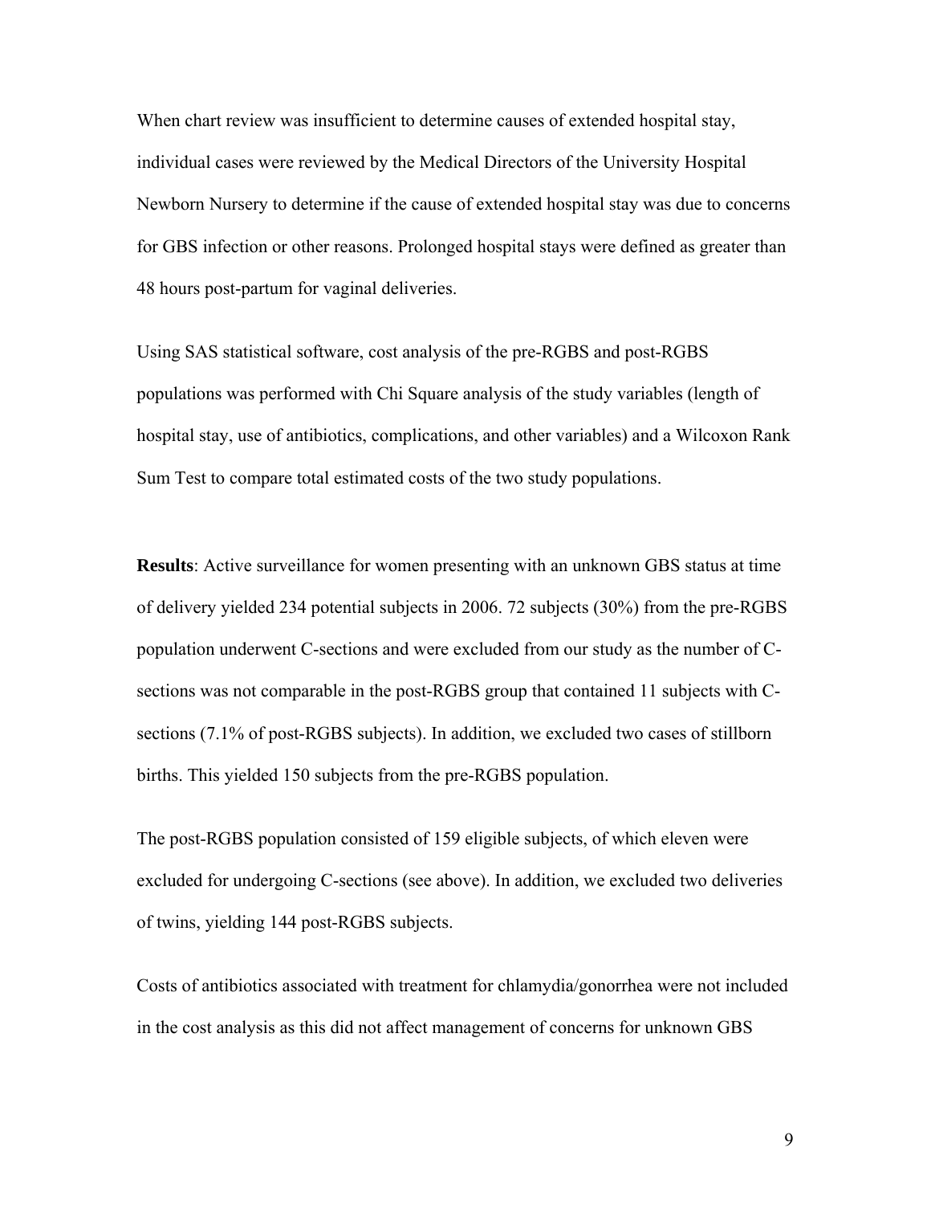When chart review was insufficient to determine causes of extended hospital stay, individual cases were reviewed by the Medical Directors of the University Hospital Newborn Nursery to determine if the cause of extended hospital stay was due to concerns for GBS infection or other reasons. Prolonged hospital stays were defined as greater than 48 hours post-partum for vaginal deliveries.

Using SAS statistical software, cost analysis of the pre-RGBS and post-RGBS populations was performed with Chi Square analysis of the study variables (length of hospital stay, use of antibiotics, complications, and other variables) and a Wilcoxon Rank Sum Test to compare total estimated costs of the two study populations.

**Results**: Active surveillance for women presenting with an unknown GBS status at time of delivery yielded 234 potential subjects in 2006. 72 subjects (30%) from the pre-RGBS population underwent C-sections and were excluded from our study as the number of C-sections was not comparable in the post-RGBS group that contained 11 subjects with C-sections (7.1% of post-RGBS subjects). In addition, we excluded two cases of stillborn births. This yielded 150 subjects from the pre-RGBS population.

The post-RGBS population consisted of 159 eligible subjects, of which eleven were excluded for undergoing C-sections (see above). In addition, we excluded two deliveries of twins, yielding 144 post-RGBS subjects.

Costs of antibiotics associated with treatment for chlamydia/gonorrhea were not included in the cost analysis as this did not affect management of concerns for unknown GBS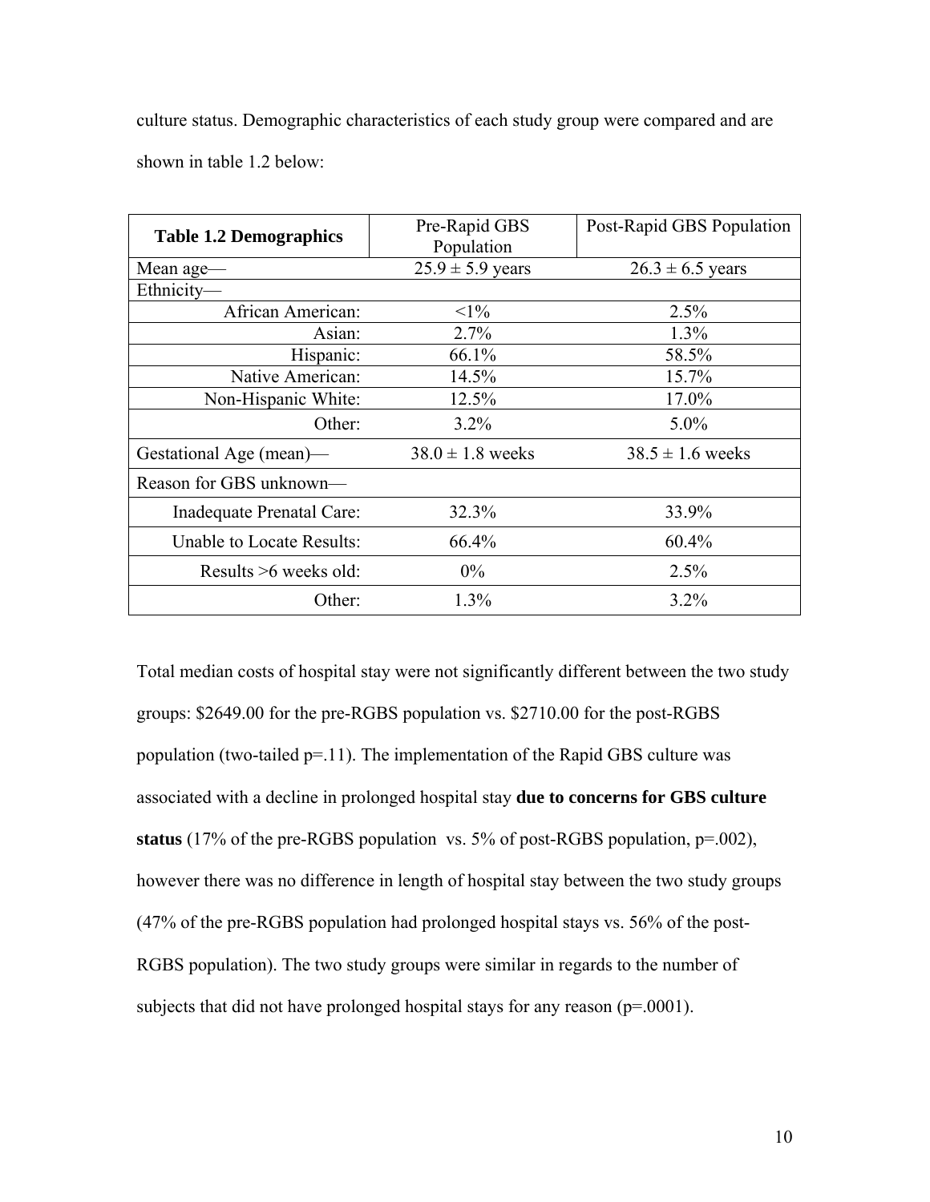culture status. Demographic characteristics of each study group were compared and are shown in table 1.2 below:

| **Table 1.2 Demographics** | Pre-Rapid GBS Population | Post-Rapid GBS Population |
|---|---|---|
| Mean age— | 25.9 ± 5.9 years | 26.3 ± 6.5 years |
| Ethnicity— | | |
| African American: | <1% | 2.5% |
| Asian: | 2.7% | 1.3% |
| Hispanic: | 66.1% | 58.5% |
| Native American: | 14.5% | 15.7% |
| Non-Hispanic White: | 12.5% | 17.0% |
| Other: | 3.2% | 5.0% |
| Gestational Age (mean)— | 38.0 ± 1.8 weeks | 38.5 ± 1.6 weeks |
| Reason for GBS unknown— | | |
| Inadequate Prenatal Care: | 32.3% | 33.9% |
| Unable to Locate Results: | 66.4% | 60.4% |
| Results >6 weeks old: | 0% | 2.5% |
| Other: | 1.3% | 3.2% |

Total median costs of hospital stay were not significantly different between the two study groups: $2649.00 for the pre-RGBS population vs. $2710.00 for the post-RGBS population (two-tailed p=.11). The implementation of the Rapid GBS culture was associated with a decline in prolonged hospital stay **due to concerns for GBS culture status** (17% of the pre-RGBS population vs. 5% of post-RGBS population, p=.002), however there was no difference in length of hospital stay between the two study groups (47% of the pre-RGBS population had prolonged hospital stays vs. 56% of the post-RGBS population). The two study groups were similar in regards to the number of subjects that did not have prolonged hospital stays for any reason (p=.0001).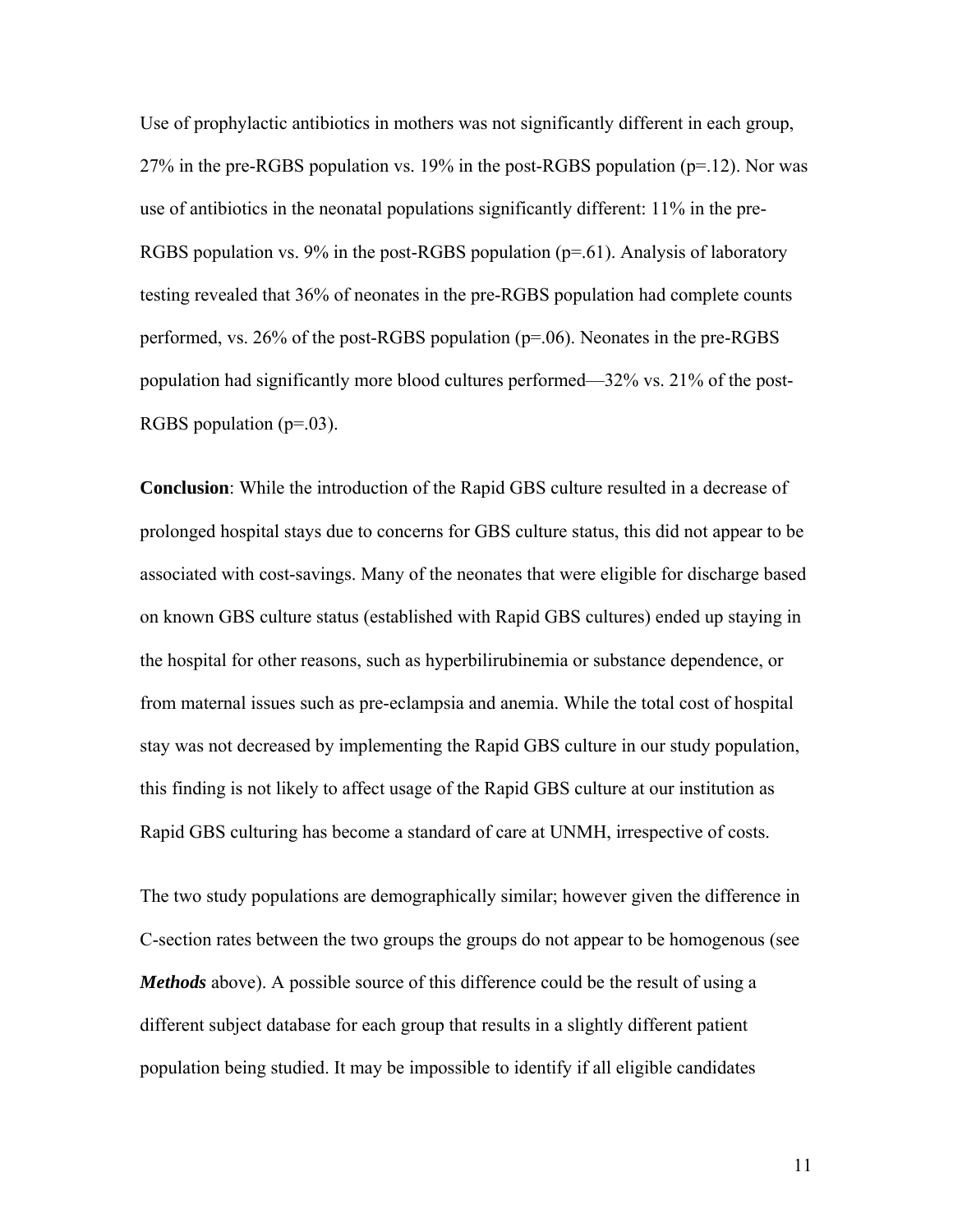Use of prophylactic antibiotics in mothers was not significantly different in each group, 27% in the pre-RGBS population vs. 19% in the post-RGBS population (p=.12). Nor was use of antibiotics in the neonatal populations significantly different: 11% in the pre-RGBS population vs. 9% in the post-RGBS population (p=.61). Analysis of laboratory testing revealed that 36% of neonates in the pre-RGBS population had complete counts performed, vs. 26% of the post-RGBS population (p=.06). Neonates in the pre-RGBS population had significantly more blood cultures performed—32% vs. 21% of the post-RGBS population (p=.03).

**Conclusion**: While the introduction of the Rapid GBS culture resulted in a decrease of prolonged hospital stays due to concerns for GBS culture status, this did not appear to be associated with cost-savings. Many of the neonates that were eligible for discharge based on known GBS culture status (established with Rapid GBS cultures) ended up staying in the hospital for other reasons, such as hyperbilirubinemia or substance dependence, or from maternal issues such as pre-eclampsia and anemia. While the total cost of hospital stay was not decreased by implementing the Rapid GBS culture in our study population, this finding is not likely to affect usage of the Rapid GBS culture at our institution as Rapid GBS culturing has become a standard of care at UNMH, irrespective of costs.

The two study populations are demographically similar; however given the difference in C-section rates between the two groups the groups do not appear to be homogenous (see ***Methods*** above). A possible source of this difference could be the result of using a different subject database for each group that results in a slightly different patient population being studied. It may be impossible to identify if all eligible candidates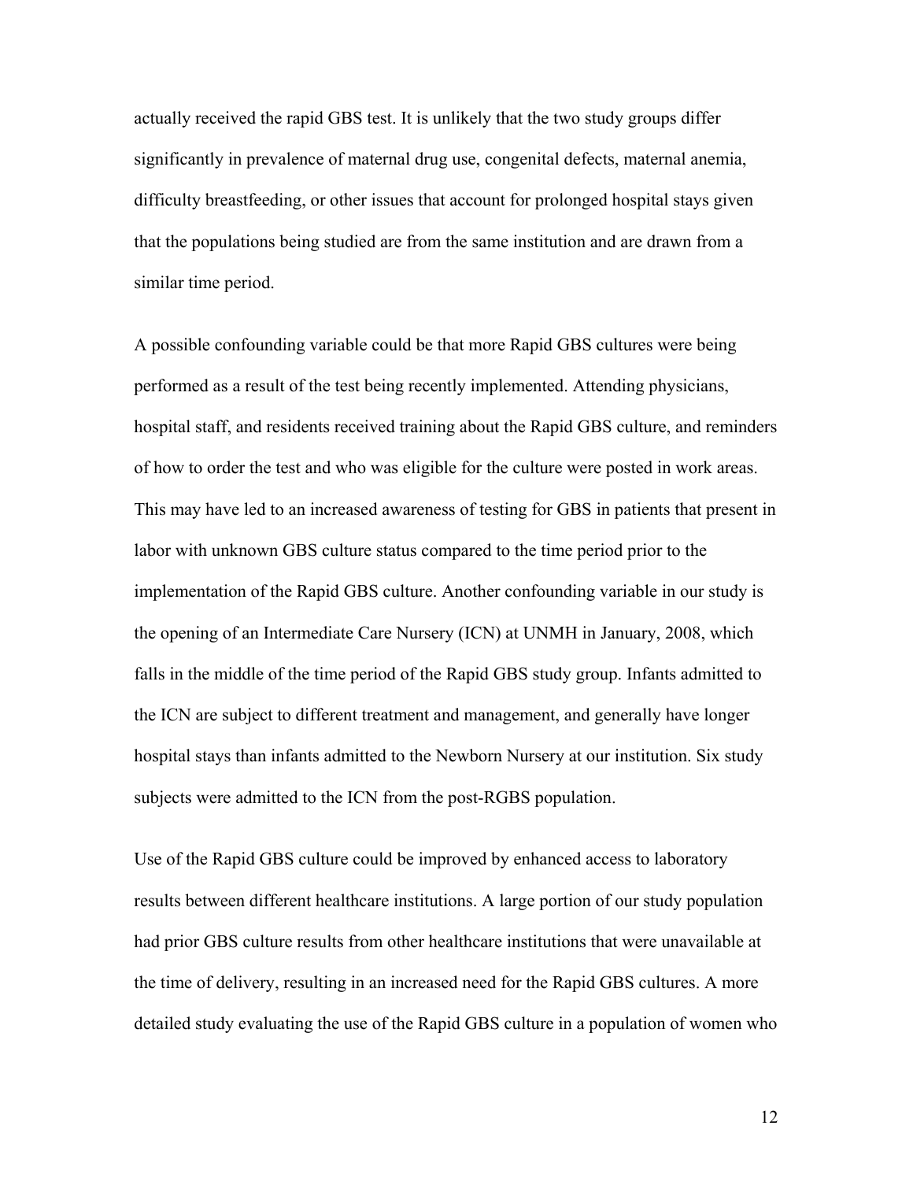actually received the rapid GBS test. It is unlikely that the two study groups differ significantly in prevalence of maternal drug use, congenital defects, maternal anemia, difficulty breastfeeding, or other issues that account for prolonged hospital stays given that the populations being studied are from the same institution and are drawn from a similar time period.

A possible confounding variable could be that more Rapid GBS cultures were being performed as a result of the test being recently implemented. Attending physicians, hospital staff, and residents received training about the Rapid GBS culture, and reminders of how to order the test and who was eligible for the culture were posted in work areas. This may have led to an increased awareness of testing for GBS in patients that present in labor with unknown GBS culture status compared to the time period prior to the implementation of the Rapid GBS culture. Another confounding variable in our study is the opening of an Intermediate Care Nursery (ICN) at UNMH in January, 2008, which falls in the middle of the time period of the Rapid GBS study group. Infants admitted to the ICN are subject to different treatment and management, and generally have longer hospital stays than infants admitted to the Newborn Nursery at our institution. Six study subjects were admitted to the ICN from the post-RGBS population.

Use of the Rapid GBS culture could be improved by enhanced access to laboratory results between different healthcare institutions. A large portion of our study population had prior GBS culture results from other healthcare institutions that were unavailable at the time of delivery, resulting in an increased need for the Rapid GBS cultures. A more detailed study evaluating the use of the Rapid GBS culture in a population of women who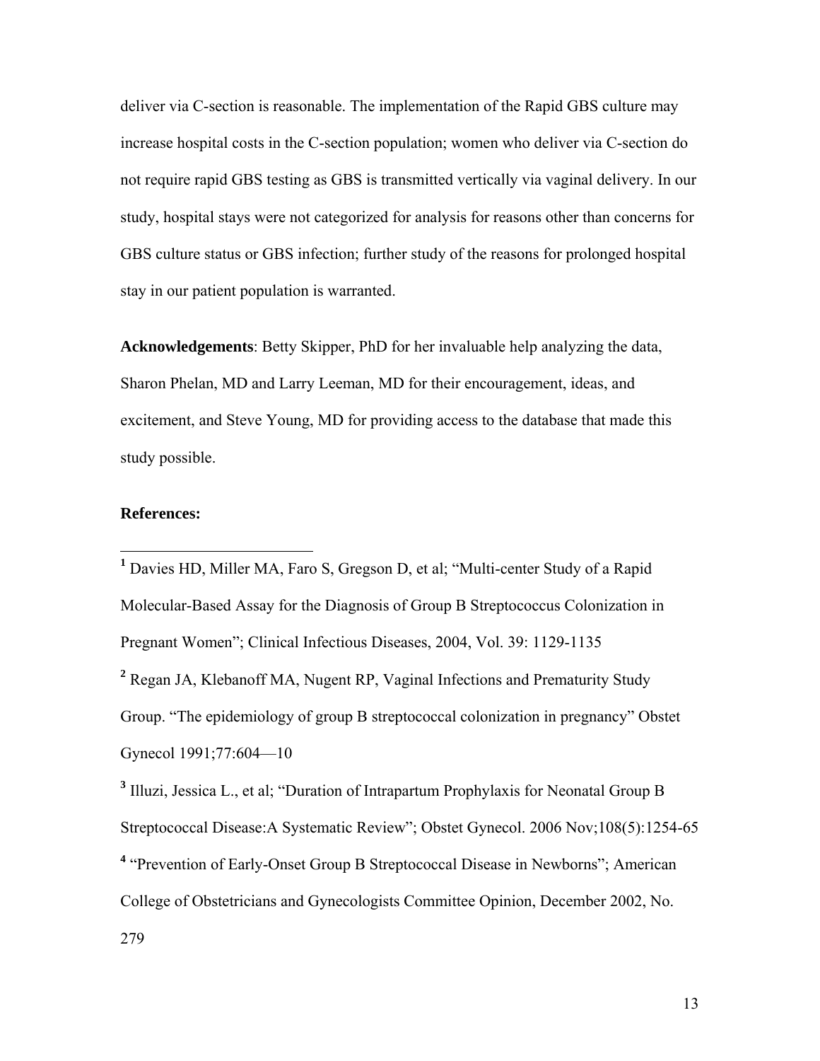deliver via C-section is reasonable. The implementation of the Rapid GBS culture may increase hospital costs in the C-section population; women who deliver via C-section do not require rapid GBS testing as GBS is transmitted vertically via vaginal delivery. In our study, hospital stays were not categorized for analysis for reasons other than concerns for GBS culture status or GBS infection; further study of the reasons for prolonged hospital stay in our patient population is warranted.

**Acknowledgements**: Betty Skipper, PhD for her invaluable help analyzing the data, Sharon Phelan, MD and Larry Leeman, MD for their encouragement, ideas, and excitement, and Steve Young, MD for providing access to the database that made this study possible.

**References:**

[1] Davies HD, Miller MA, Faro S, Gregson D, et al; "Multi-center Study of a Rapid Molecular-Based Assay for the Diagnosis of Group B Streptococcus Colonization in Pregnant Women"; Clinical Infectious Diseases, 2004, Vol. 39: 1129-1135

[2] Regan JA, Klebanoff MA, Nugent RP, Vaginal Infections and Prematurity Study Group. "The epidemiology of group B streptococcal colonization in pregnancy" Obstet Gynecol 1991;77:604—10

[3] Illuzi, Jessica L., et al; "Duration of Intrapartum Prophylaxis for Neonatal Group B Streptococcal Disease:A Systematic Review"; Obstet Gynecol. 2006 Nov;108(5):1254-65

[4] "Prevention of Early-Onset Group B Streptococcal Disease in Newborns"; American College of Obstetricians and Gynecologists Committee Opinion, December 2002, No. 279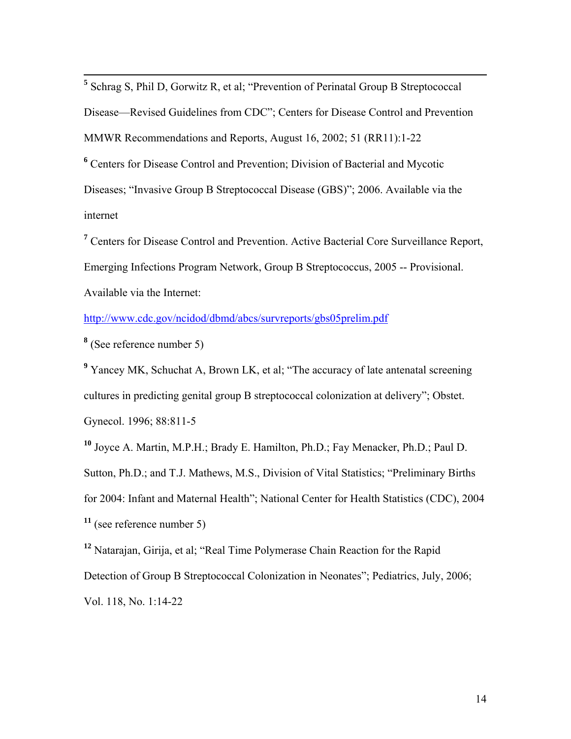[5] Schrag S, Phil D, Gorwitz R, et al; "Prevention of Perinatal Group B Streptococcal Disease—Revised Guidelines from CDC"; Centers for Disease Control and Prevention MMWR Recommendations and Reports, August 16, 2002; 51 (RR11):1-22

[6] Centers for Disease Control and Prevention; Division of Bacterial and Mycotic Diseases; "Invasive Group B Streptococcal Disease (GBS)"; 2006. Available via the internet

[7] Centers for Disease Control and Prevention. Active Bacterial Core Surveillance Report, Emerging Infections Program Network, Group B Streptococcus, 2005 -- Provisional. Available via the Internet:

http://www.cdc.gov/ncidod/dbmd/abcs/survreports/gbs05prelim.pdf

[8] (See reference number 5)

[9] Yancey MK, Schuchat A, Brown LK, et al; "The accuracy of late antenatal screening cultures in predicting genital group B streptococcal colonization at delivery"; Obstet. Gynecol. 1996; 88:811-5

[10] Joyce A. Martin, M.P.H.; Brady E. Hamilton, Ph.D.; Fay Menacker, Ph.D.; Paul D. Sutton, Ph.D.; and T.J. Mathews, M.S., Division of Vital Statistics; "Preliminary Births for 2004: Infant and Maternal Health"; National Center for Health Statistics (CDC), 2004

[11] (see reference number 5)

[12] Natarajan, Girija, et al; "Real Time Polymerase Chain Reaction for the Rapid Detection of Group B Streptococcal Colonization in Neonates"; Pediatrics, July, 2006; Vol. 118, No. 1:14-22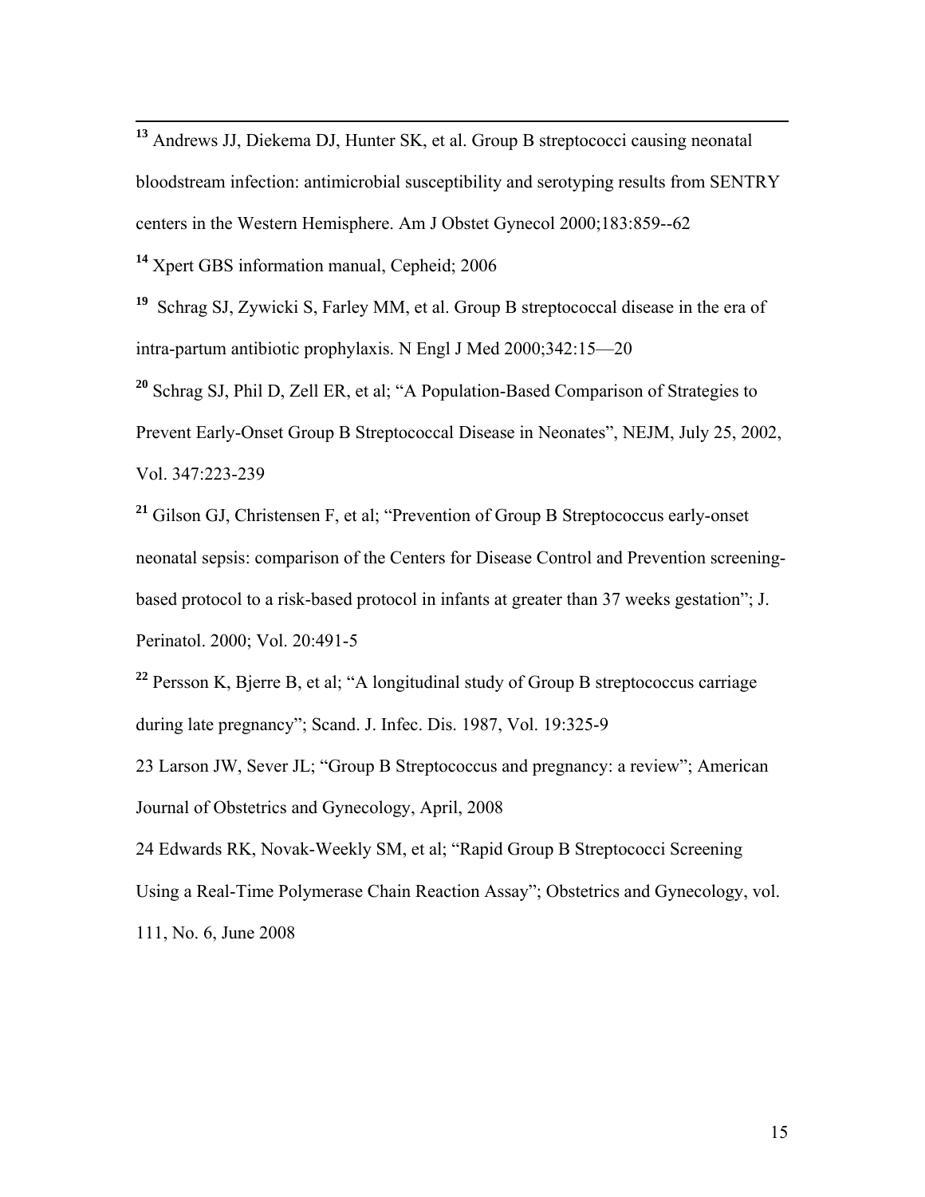[13] Andrews JJ, Diekema DJ, Hunter SK, et al. Group B streptococci causing neonatal bloodstream infection: antimicrobial susceptibility and serotyping results from SENTRY centers in the Western Hemisphere. Am J Obstet Gynecol 2000;183:859--62

[14] Xpert GBS information manual, Cepheid; 2006

[19] Schrag SJ, Zywicki S, Farley MM, et al. Group B streptococcal disease in the era of intra-partum antibiotic prophylaxis. N Engl J Med 2000;342:15—20

[20] Schrag SJ, Phil D, Zell ER, et al; "A Population-Based Comparison of Strategies to Prevent Early-Onset Group B Streptococcal Disease in Neonates", NEJM, July 25, 2002, Vol. 347:223-239

[21] Gilson GJ, Christensen F, et al; "Prevention of Group B Streptococcus early-onset neonatal sepsis: comparison of the Centers for Disease Control and Prevention screening-based protocol to a risk-based protocol in infants at greater than 37 weeks gestation"; J. Perinatol. 2000; Vol. 20:491-5

[22] Persson K, Bjerre B, et al; "A longitudinal study of Group B streptococcus carriage during late pregnancy"; Scand. J. Infec. Dis. 1987, Vol. 19:325-9

23 Larson JW, Sever JL; "Group B Streptococcus and pregnancy: a review"; American Journal of Obstetrics and Gynecology, April, 2008

24 Edwards RK, Novak-Weekly SM, et al; "Rapid Group B Streptococci Screening Using a Real-Time Polymerase Chain Reaction Assay"; Obstetrics and Gynecology, vol. 111, No. 6, June 2008